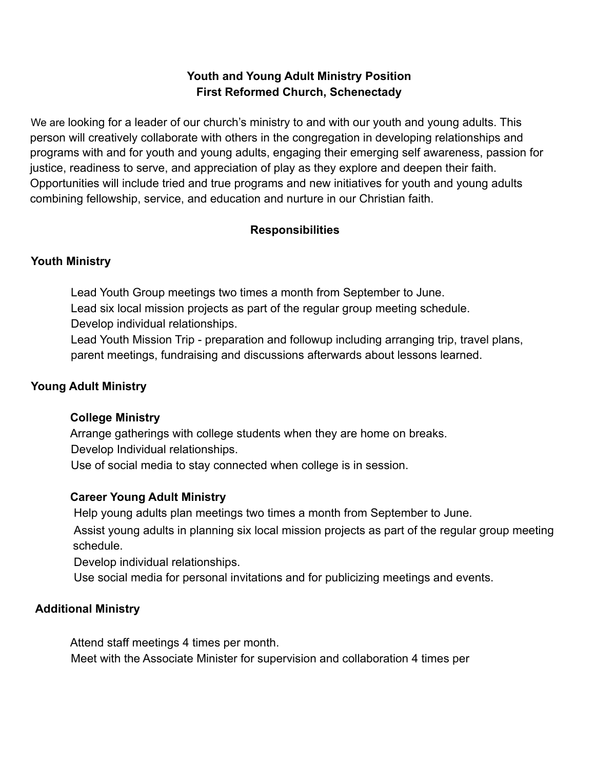**Youth and Young Adult Ministry Position**
**First Reformed Church, Schenectady**

We are looking for a leader of our church's ministry to and with our youth and young adults. This person will creatively collaborate with others in the congregation in developing relationships and programs with and for youth and young adults, engaging their emerging self awareness, passion for justice, readiness to serve, and appreciation of play as they explore and deepen their faith. Opportunities will include tried and true programs and new initiatives for youth and young adults combining fellowship, service, and education and nurture in our Christian faith.

## Responsibilities

### Youth Ministry

Lead Youth Group meetings two times a month from September to June.
Lead six local mission projects as part of the regular group meeting schedule.
Develop individual relationships.
Lead Youth Mission Trip - preparation and followup including arranging trip, travel plans, parent meetings, fundraising and discussions afterwards about lessons learned.

### Young Adult Ministry

#### College Ministry

Arrange gatherings with college students when they are home on breaks.
Develop Individual relationships.
Use of social media to stay connected when college is in session.

#### Career Young Adult Ministry

Help young adults plan meetings two times a month from September to June.
Assist young adults in planning six local mission projects as part of the regular group meeting schedule.
Develop individual relationships.
Use social media for personal invitations and for publicizing meetings and events.

### Additional Ministry

Attend staff meetings 4 times per month.
Meet with the Associate Minister for supervision and collaboration 4 times per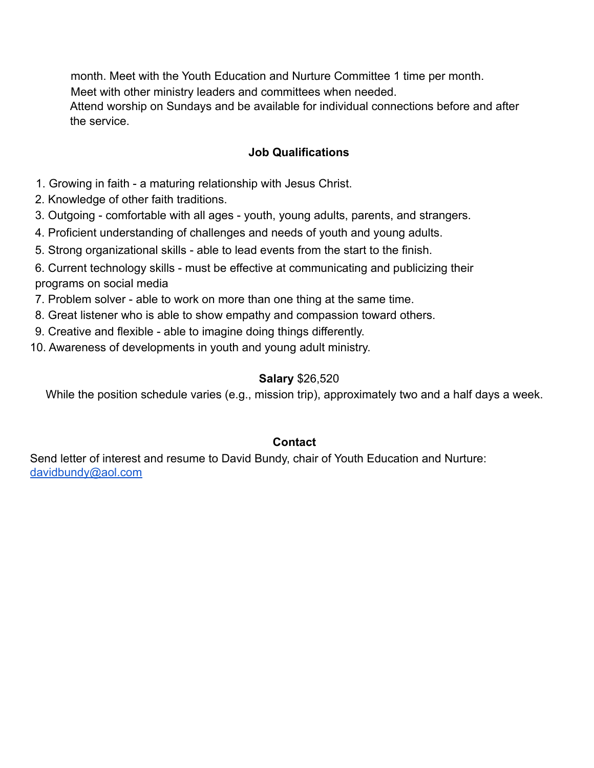month. Meet with the Youth Education and Nurture Committee 1 time per month.
Meet with other ministry leaders and committees when needed.
Attend worship on Sundays and be available for individual connections before and after the service.

**Job Qualifications**

1. Growing in faith - a maturing relationship with Jesus Christ.
2. Knowledge of other faith traditions.
3. Outgoing - comfortable with all ages - youth, young adults, parents, and strangers.
4. Proficient understanding of challenges and needs of youth and young adults.
5. Strong organizational skills - able to lead events from the start to the finish.
6. Current technology skills - must be effective at communicating and publicizing their programs on social media
7. Problem solver - able to work on more than one thing at the same time.
8. Great listener who is able to show empathy and compassion toward others.
9. Creative and flexible - able to imagine doing things differently.
10. Awareness of developments in youth and young adult ministry.

**Salary** $26,520

While the position schedule varies (e.g., mission trip), approximately two and a half days a week.

**Contact**

Send letter of interest and resume to David Bundy, chair of Youth Education and Nurture: [davidbundy@aol.com](mailto:davidbundy@aol.com)